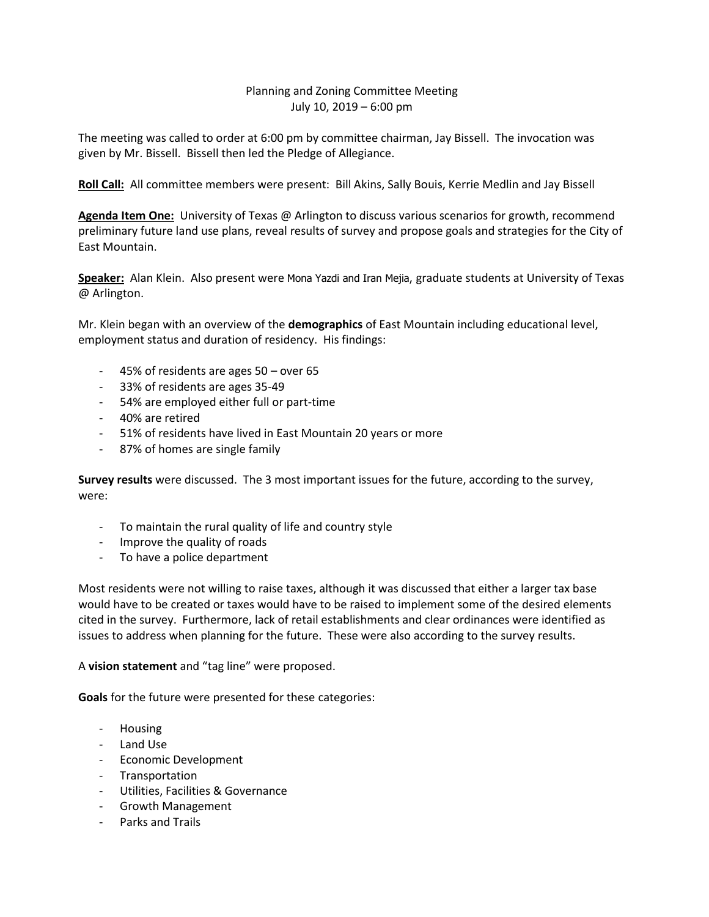Planning and Zoning Committee Meeting
July 10, 2019 – 6:00 pm

The meeting was called to order at 6:00 pm by committee chairman, Jay Bissell. The invocation was given by Mr. Bissell. Bissell then led the Pledge of Allegiance.

**Roll Call:** All committee members were present: Bill Akins, Sally Bouis, Kerrie Medlin and Jay Bissell

**Agenda Item One:** University of Texas @ Arlington to discuss various scenarios for growth, recommend preliminary future land use plans, reveal results of survey and propose goals and strategies for the City of East Mountain.

**Speaker:** Alan Klein. Also present were Mona Yazdi and Iran Mejia, graduate students at University of Texas @ Arlington.

Mr. Klein began with an overview of the **demographics** of East Mountain including educational level, employment status and duration of residency. His findings:

- 45% of residents are ages 50 – over 65
- 33% of residents are ages 35-49
- 54% are employed either full or part-time
- 40% are retired
- 51% of residents have lived in East Mountain 20 years or more
- 87% of homes are single family

**Survey results** were discussed. The 3 most important issues for the future, according to the survey, were:

- To maintain the rural quality of life and country style
- Improve the quality of roads
- To have a police department

Most residents were not willing to raise taxes, although it was discussed that either a larger tax base would have to be created or taxes would have to be raised to implement some of the desired elements cited in the survey. Furthermore, lack of retail establishments and clear ordinances were identified as issues to address when planning for the future. These were also according to the survey results.

A **vision statement** and "tag line" were proposed.

**Goals** for the future were presented for these categories:

- Housing
- Land Use
- Economic Development
- Transportation
- Utilities, Facilities & Governance
- Growth Management
- Parks and Trails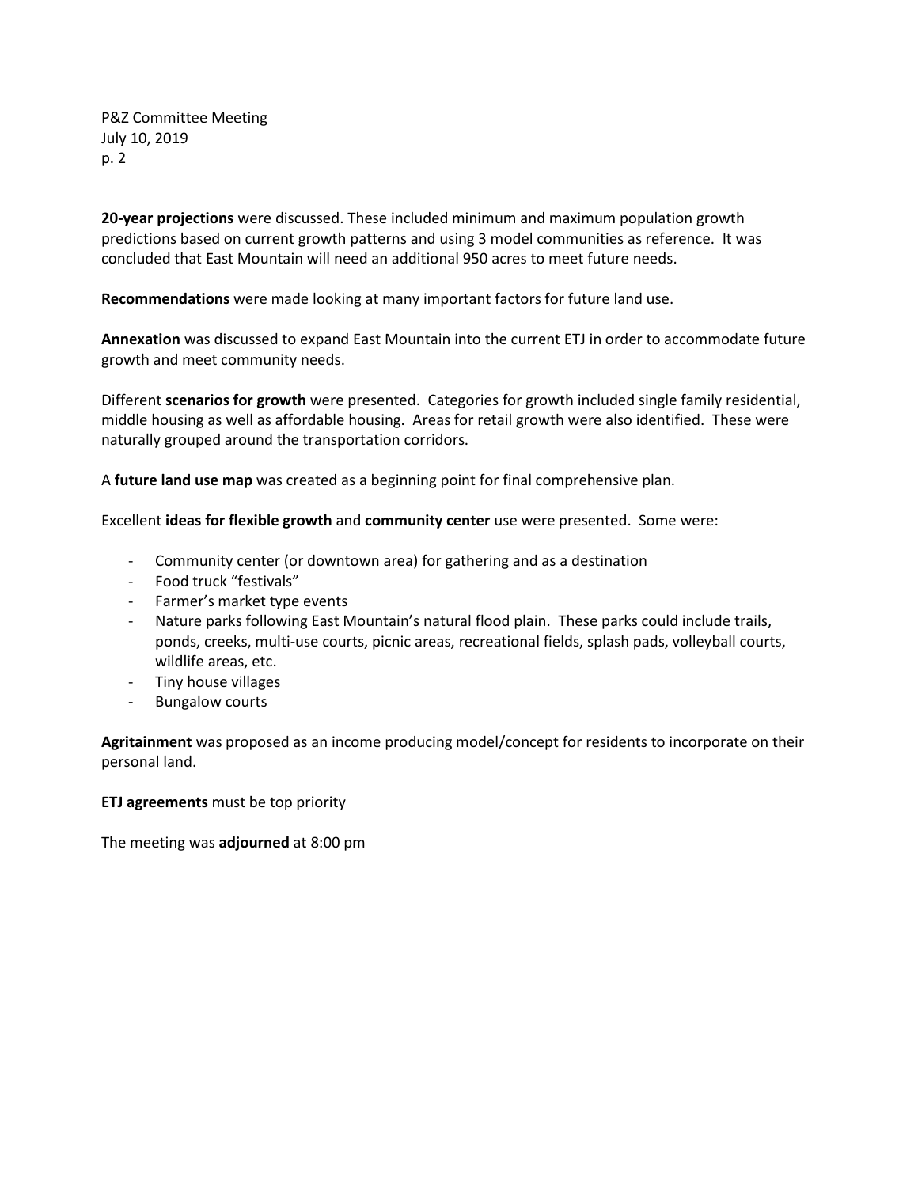**20-year projections** were discussed. These included minimum and maximum population growth predictions based on current growth patterns and using 3 model communities as reference. It was concluded that East Mountain will need an additional 950 acres to meet future needs.

**Recommendations** were made looking at many important factors for future land use.

**Annexation** was discussed to expand East Mountain into the current ETJ in order to accommodate future growth and meet community needs.

Different **scenarios for growth** were presented. Categories for growth included single family residential, middle housing as well as affordable housing. Areas for retail growth were also identified. These were naturally grouped around the transportation corridors.

A **future land use map** was created as a beginning point for final comprehensive plan.

Excellent **ideas for flexible growth** and **community center** use were presented. Some were:

- Community center (or downtown area) for gathering and as a destination
- Food truck "festivals"
- Farmer's market type events
- Nature parks following East Mountain's natural flood plain. These parks could include trails, ponds, creeks, multi-use courts, picnic areas, recreational fields, splash pads, volleyball courts, wildlife areas, etc.
- Tiny house villages
- Bungalow courts

**Agritainment** was proposed as an income producing model/concept for residents to incorporate on their personal land.

**ETJ agreements** must be top priority

The meeting was **adjourned** at 8:00 pm